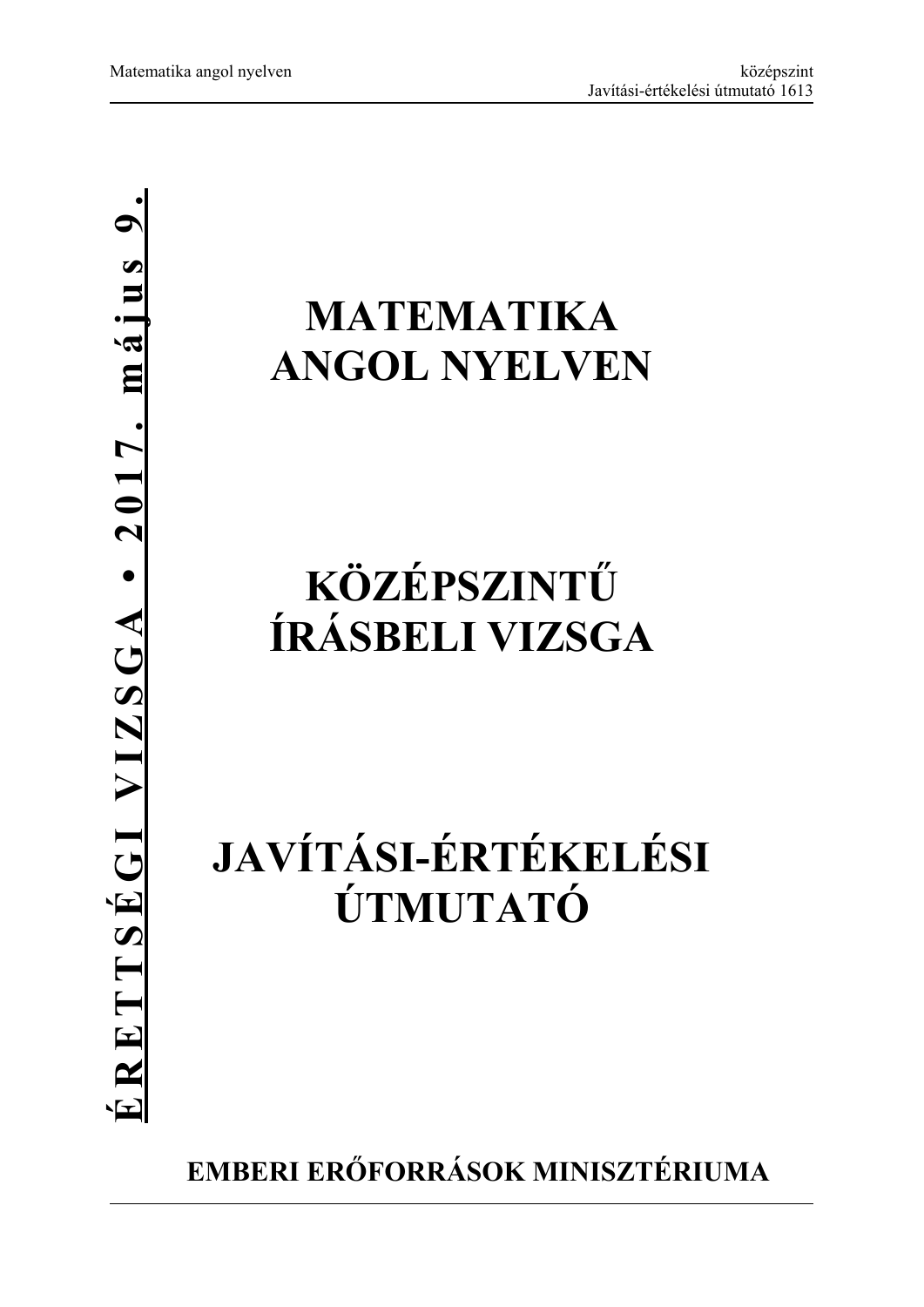**ÉRETTSÉGI VIZSGA • 2017. május 9.**

# MATEMATIKA ANGOL NYELVEN

# KÖZÉPSZINTŰ ÍRÁSBELI VIZSGA

# JAVÍTÁSI-ÉRTÉKELÉSI ÚTMUTATÓ

**EMBERI ERŐFORRÁSOK MINISZTÉRIUMA**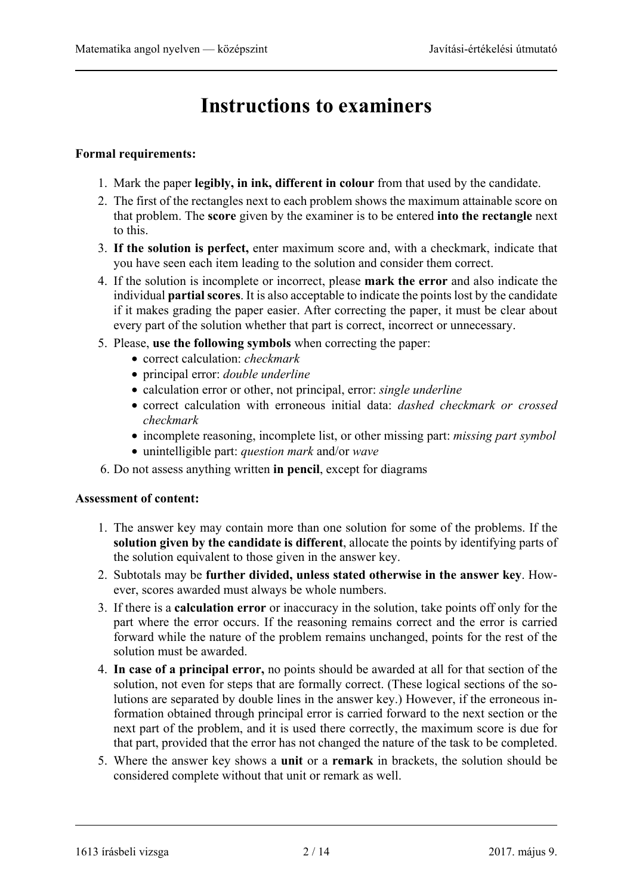# Instructions to examiners

**Formal requirements:**

1. Mark the paper **legibly, in ink, different in colour** from that used by the candidate.
2. The first of the rectangles next to each problem shows the maximum attainable score on that problem. The **score** given by the examiner is to be entered **into the rectangle** next to this.
3. **If the solution is perfect,** enter maximum score and, with a checkmark, indicate that you have seen each item leading to the solution and consider them correct.
4. If the solution is incomplete or incorrect, please **mark the error** and also indicate the individual **partial scores**. It is also acceptable to indicate the points lost by the candidate if it makes grading the paper easier. After correcting the paper, it must be clear about every part of the solution whether that part is correct, incorrect or unnecessary.
5. Please, **use the following symbols** when correcting the paper:
   - correct calculation: *checkmark*
   - principal error: *double underline*
   - calculation error or other, not principal, error: *single underline*
   - correct calculation with erroneous initial data: *dashed checkmark or crossed checkmark*
   - incomplete reasoning, incomplete list, or other missing part: *missing part symbol*
   - unintelligible part: *question mark* and/or *wave*
6. Do not assess anything written **in pencil**, except for diagrams

**Assessment of content:**

1. The answer key may contain more than one solution for some of the problems. If the **solution given by the candidate is different**, allocate the points by identifying parts of the solution equivalent to those given in the answer key.
2. Subtotals may be **further divided, unless stated otherwise in the answer key**. However, scores awarded must always be whole numbers.
3. If there is a **calculation error** or inaccuracy in the solution, take points off only for the part where the error occurs. If the reasoning remains correct and the error is carried forward while the nature of the problem remains unchanged, points for the rest of the solution must be awarded.
4. **In case of a principal error,** no points should be awarded at all for that section of the solution, not even for steps that are formally correct. (These logical sections of the solutions are separated by double lines in the answer key.) However, if the erroneous information obtained through principal error is carried forward to the next section or the next part of the problem, and it is used there correctly, the maximum score is due for that part, provided that the error has not changed the nature of the task to be completed.
5. Where the answer key shows a **unit** or a **remark** in brackets, the solution should be considered complete without that unit or remark as well.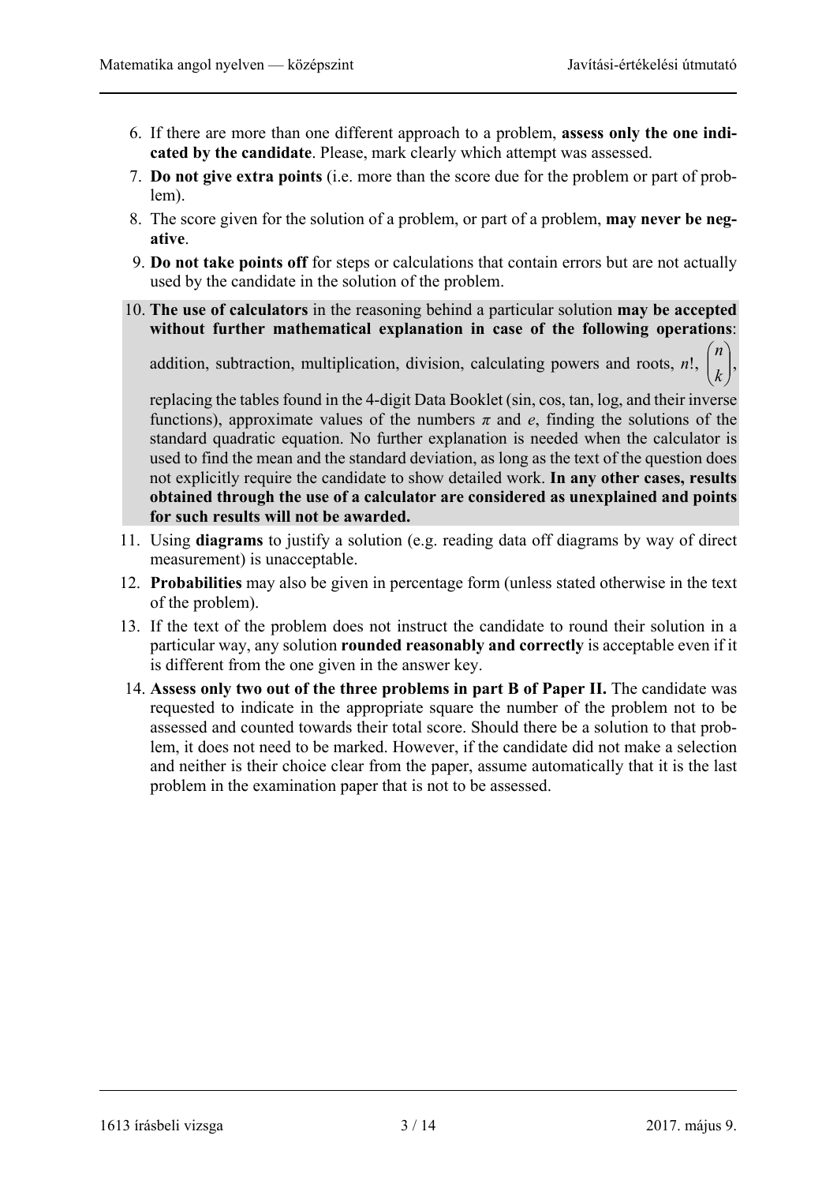6. If there are more than one different approach to a problem, **assess only the one indicated by the candidate**. Please, mark clearly which attempt was assessed.
7. **Do not give extra points** (i.e. more than the score due for the problem or part of problem).
8. The score given for the solution of a problem, or part of a problem, **may never be negative**.
9. **Do not take points off** for steps or calculations that contain errors but are not actually used by the candidate in the solution of the problem.
10. **The use of calculators** in the reasoning behind a particular solution **may be accepted without further mathematical explanation in case of the following operations**: addition, subtraction, multiplication, division, calculating powers and roots, $n!$, $\binom{n}{k}$, replacing the tables found in the 4-digit Data Booklet (sin, cos, tan, log, and their inverse functions), approximate values of the numbers $\pi$ and $e$, finding the solutions of the standard quadratic equation. No further explanation is needed when the calculator is used to find the mean and the standard deviation, as long as the text of the question does not explicitly require the candidate to show detailed work. **In any other cases, results obtained through the use of a calculator are considered as unexplained and points for such results will not be awarded.**
11. Using **diagrams** to justify a solution (e.g. reading data off diagrams by way of direct measurement) is unacceptable.
12. **Probabilities** may also be given in percentage form (unless stated otherwise in the text of the problem).
13. If the text of the problem does not instruct the candidate to round their solution in a particular way, any solution **rounded reasonably and correctly** is acceptable even if it is different from the one given in the answer key.
14. **Assess only two out of the three problems in part B of Paper II.** The candidate was requested to indicate in the appropriate square the number of the problem not to be assessed and counted towards their total score. Should there be a solution to that problem, it does not need to be marked. However, if the candidate did not make a selection and neither is their choice clear from the paper, assume automatically that it is the last problem in the examination paper that is not to be assessed.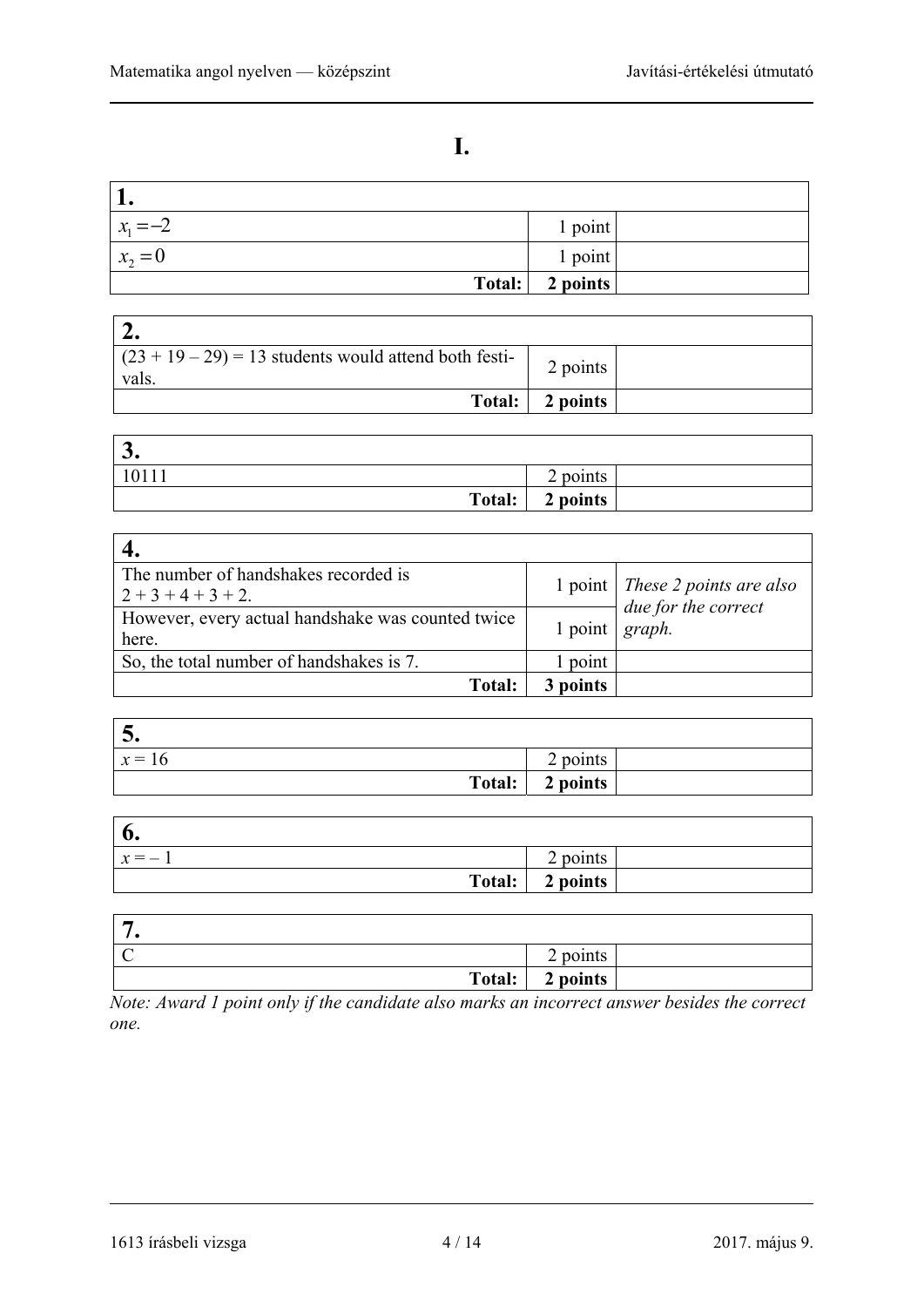# I.

| 1. | | |
|---|---|---|
| $x_1 = -2$ | 1 point | |
| $x_2 = 0$ | 1 point | |
| **Total:** | **2 points** | |

| 2. | | |
|---|---|---|
| (23 + 19 – 29) = 13 students would attend both festivals. | 2 points | |
| **Total:** | **2 points** | |

| 3. | | |
|---|---|---|
| 10111 | 2 points | |
| **Total:** | **2 points** | |

| 4. | | |
|---|---|---|
| The number of handshakes recorded is 2 + 3 + 4 + 3 + 2. | 1 point | *These 2 points are also due for the correct graph.* |
| However, every actual handshake was counted twice here. | 1 point | |
| So, the total number of handshakes is 7. | 1 point | |
| **Total:** | **3 points** | |

| 5. | | |
|---|---|---|
| $x = 16$ | 2 points | |
| **Total:** | **2 points** | |

| 6. | | |
|---|---|---|
| $x = -1$ | 2 points | |
| **Total:** | **2 points** | |

| 7. | | |
|---|---|---|
| C | 2 points | |
| **Total:** | **2 points** | |

*Note: Award 1 point only if the candidate also marks an incorrect answer besides the correct one.*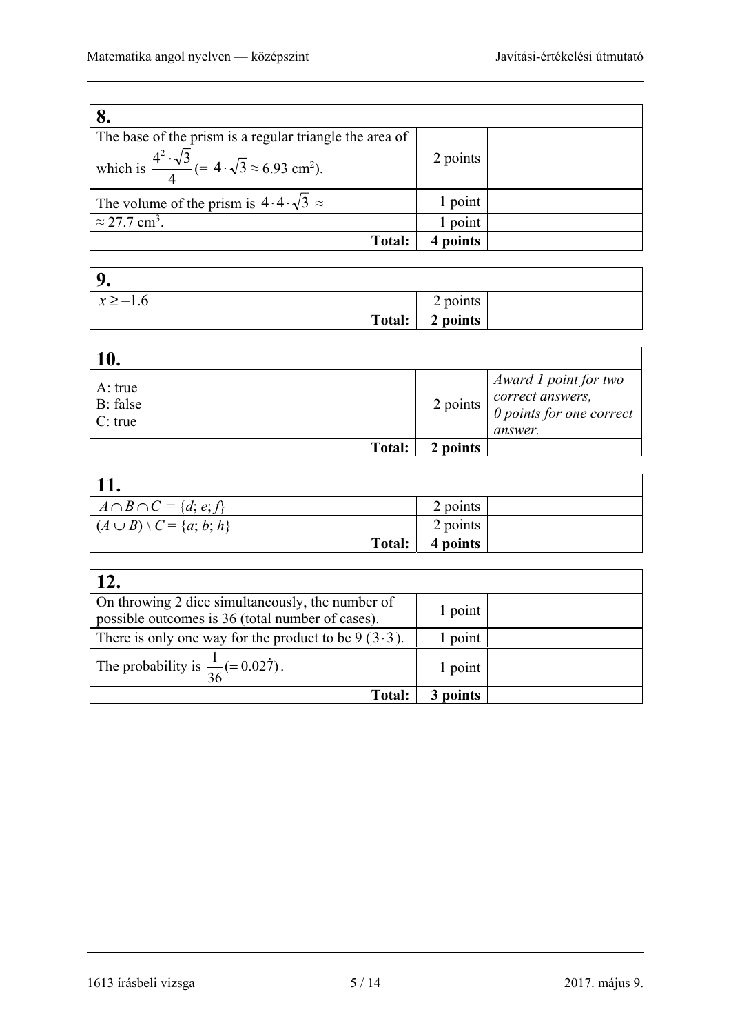| 8. | | |
|---|---|---|
| The base of the prism is a regular triangle the area of which is $\frac{4^2 \cdot \sqrt{3}}{4}$ (= $4 \cdot \sqrt{3} \approx 6.93$ cm$^2$). | 2 points | |
| The volume of the prism is $4 \cdot 4 \cdot \sqrt{3} \approx$ | 1 point | |
| $\approx 27.7$ cm$^3$. | 1 point | |
| **Total:** | **4 points** | |

| 9. | | |
|---|---|---|
| $x \geq -1.6$ | 2 points | |
| **Total:** | **2 points** | |

| 10. | | |
|---|---|---|
| A: true<br>B: false<br>C: true | 2 points | *Award 1 point for two correct answers, 0 points for one correct answer.* |
| **Total:** | **2 points** | |

| 11. | | |
|---|---|---|
| $A \cap B \cap C = \{d; e; f\}$ | 2 points | |
| $(A \cup B) \setminus C = \{a; b; h\}$ | 2 points | |
| **Total:** | **4 points** | |

| 12. | | |
|---|---|---|
| On throwing 2 dice simultaneously, the number of possible outcomes is 36 (total number of cases). | 1 point | |
| There is only one way for the product to be 9 ($3 \cdot 3$). | 1 point | |
| The probability is $\frac{1}{36} (= 0.02\dot{7})$. | 1 point | |
| **Total:** | **3 points** | |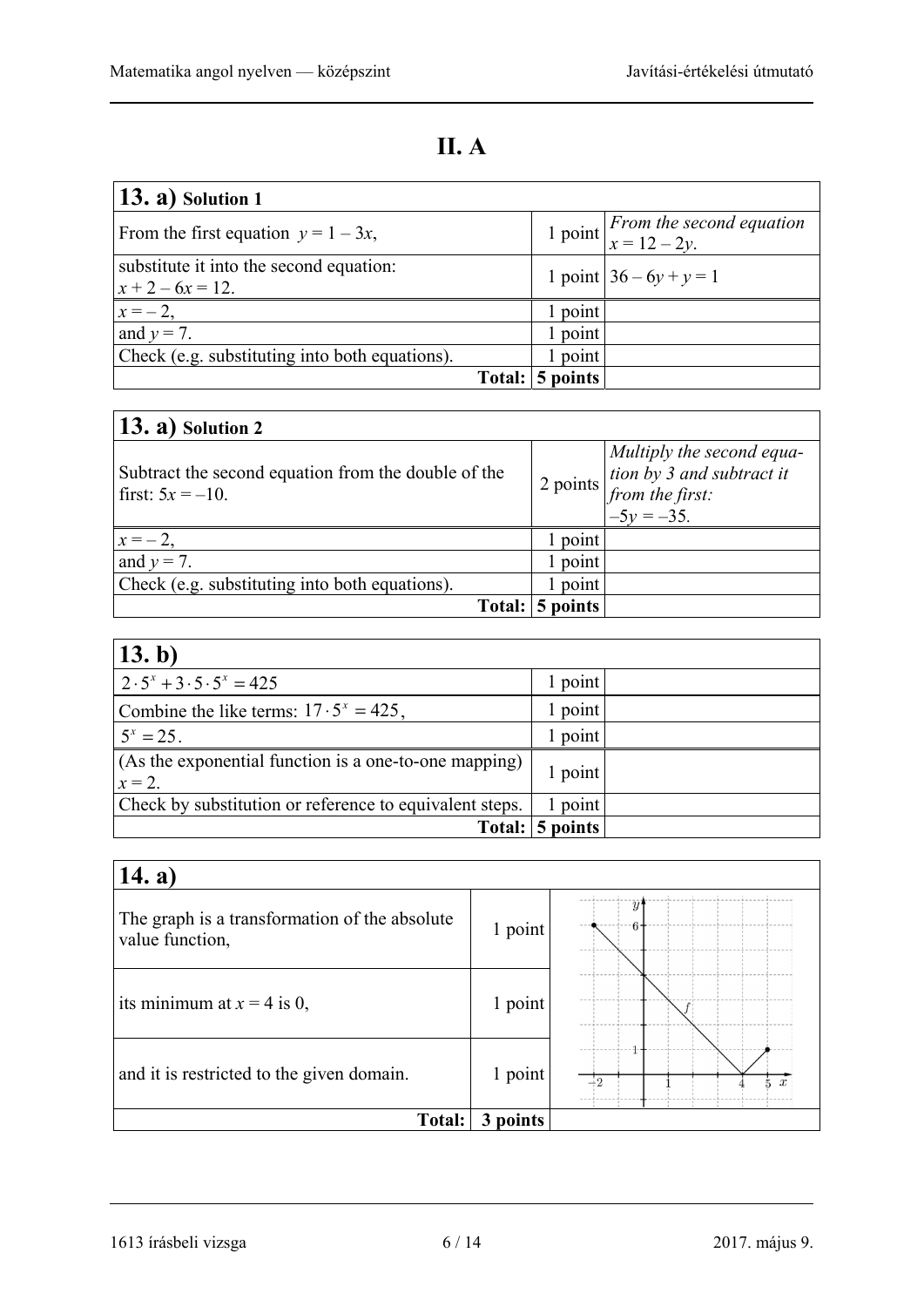# II. A

| **13. a)** Solution 1 | | |
|---|---|---|
| From the first equation $y = 1 - 3x$, | 1 point | *From the second equation $x = 12 - 2y$.* |
| substitute it into the second equation: $x + 2 - 6x = 12$. | 1 point | $36 - 6y + y = 1$ |
| $x = -2$, | 1 point | |
| and $y = 7$. | 1 point | |
| Check (e.g. substituting into both equations). | 1 point | |
| **Total:** | **5 points** | |

| **13. a)** Solution 2 | | |
|---|---|---|
| Subtract the second equation from the double of the first: $5x = -10$. | 2 points | *Multiply the second equation by 3 and subtract it from the first: $-5y = -35$.* |
| $x = -2$, | 1 point | |
| and $y = 7$. | 1 point | |
| Check (e.g. substituting into both equations). | 1 point | |
| **Total:** | **5 points** | |

| **13. b)** | | |
|---|---|---|
| $2 \cdot 5^x + 3 \cdot 5 \cdot 5^x = 425$ | 1 point | |
| Combine the like terms: $17 \cdot 5^x = 425$, | 1 point | |
| $5^x = 25$. | 1 point | |
| (As the exponential function is a one-to-one mapping) $x = 2$. | 1 point | |
| Check by substitution or reference to equivalent steps. | 1 point | |
| **Total:** | **5 points** | |

| **14. a)** | | |
|---|---|---|
| The graph is a transformation of the absolute value function, | 1 point | |
| its minimum at $x = 4$ is 0, | 1 point | |
| and it is restricted to the given domain. | 1 point | |
| **Total:** | **3 points** | |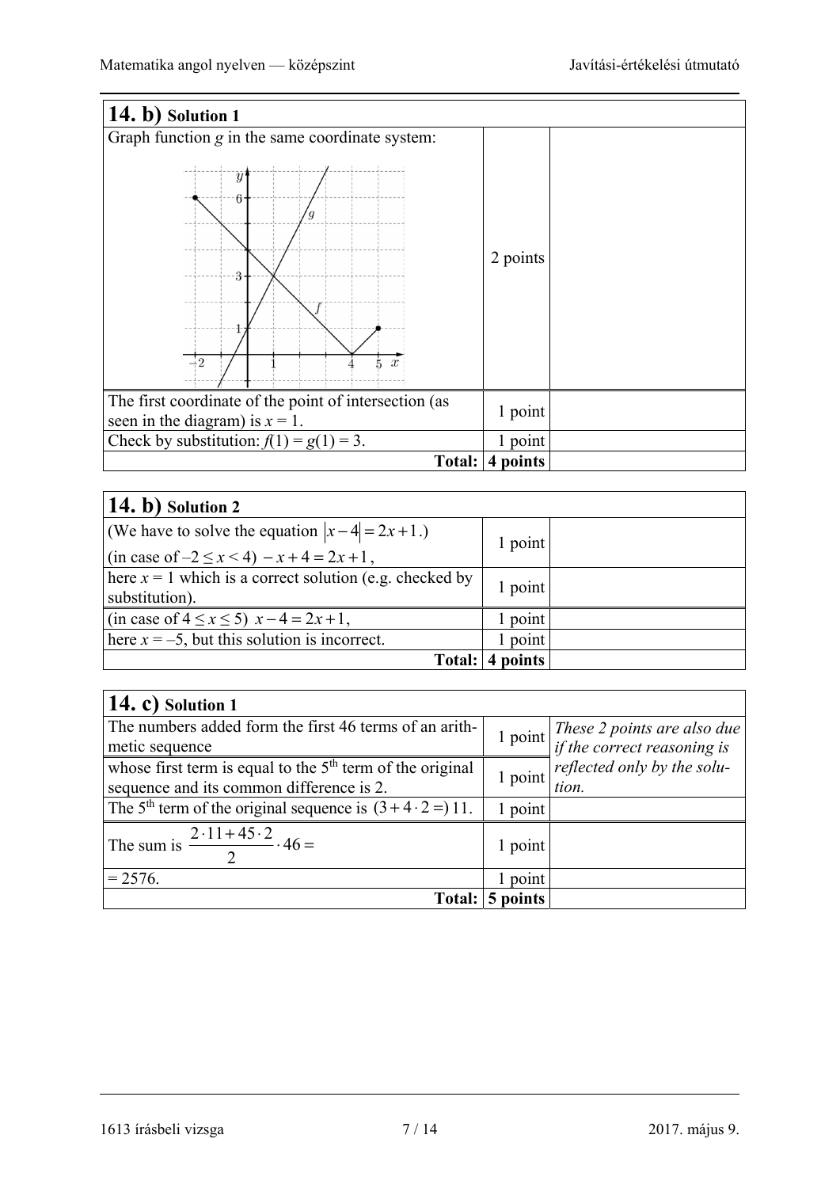| **14. b)** Solution 1 | | |
|---|---|---|
| Graph function $g$ in the same coordinate system: | 2 points | |
| The first coordinate of the point of intersection (as seen in the diagram) is $x = 1$. | 1 point | |
| Check by substitution: $f(1) = g(1) = 3$. | 1 point | |
| **Total:** | **4 points** | |

| **14. b)** Solution 2 | | |
|---|---|---|
| (We have to solve the equation $\lvert x-4\rvert = 2x+1$.) (in case of $-2 \le x < 4$) $-x+4 = 2x+1$, | 1 point | |
| here $x = 1$ which is a correct solution (e.g. checked by substitution). | 1 point | |
| (in case of $4 \le x \le 5$) $x-4 = 2x+1$, | 1 point | |
| here $x = -5$, but this solution is incorrect. | 1 point | |
| **Total:** | **4 points** | |

| **14. c)** Solution 1 | | |
|---|---|---|
| The numbers added form the first 46 terms of an arithmetic sequence | 1 point | *These 2 points are also due if the correct reasoning is reflected only by the solution.* |
| whose first term is equal to the 5th term of the original sequence and its common difference is 2. | 1 point | |
| The 5th term of the original sequence is $(3+4\cdot 2=)\ 11$. | 1 point | |
| The sum is $\dfrac{2\cdot 11+45\cdot 2}{2}\cdot 46=$ | 1 point | |
| $= 2576$. | 1 point | |
| **Total:** | **5 points** | |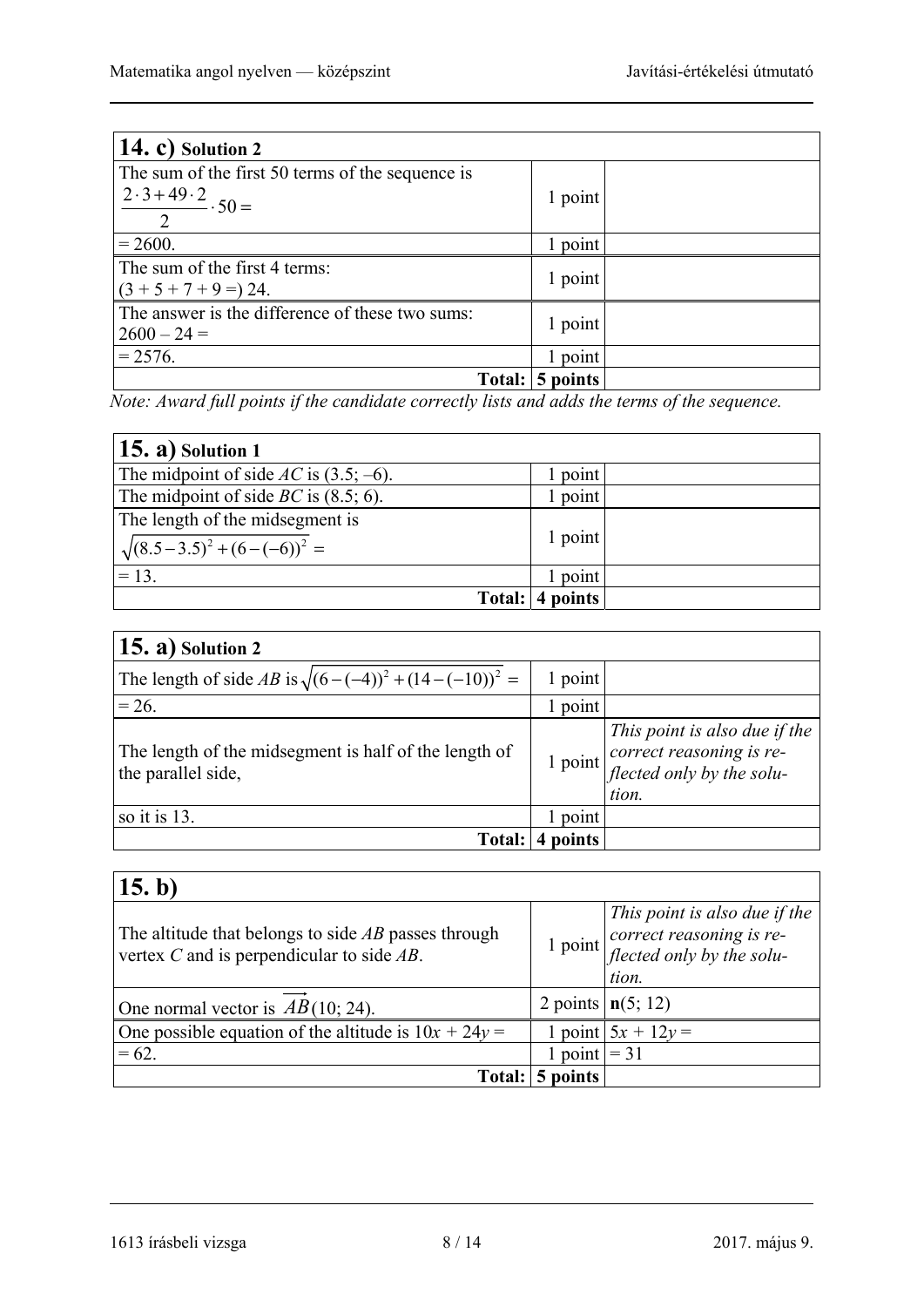| **14. c)** Solution 2 | | |
|---|---|---|
| The sum of the first 50 terms of the sequence is $\frac{2\cdot 3+49\cdot 2}{2}\cdot 50=$ | 1 point | |
| $= 2600$. | 1 point | |
| The sum of the first 4 terms: $(3 + 5 + 7 + 9 =)$ 24. | 1 point | |
| The answer is the difference of these two sums: $2600 - 24 =$ | 1 point | |
| $= 2576$. | 1 point | |
| **Total:** | **5 points** | |

*Note: Award full points if the candidate correctly lists and adds the terms of the sequence.*

| **15. a)** Solution 1 | | |
|---|---|---|
| The midpoint of side $AC$ is $(3.5; -6)$. | 1 point | |
| The midpoint of side $BC$ is $(8.5; 6)$. | 1 point | |
| The length of the midsegment is $\sqrt{(8.5-3.5)^2+(6-(-6))^2}=$ | 1 point | |
| $= 13$. | 1 point | |
| **Total:** | **4 points** | |

| **15. a)** Solution 2 | | |
|---|---|---|
| The length of side $AB$ is $\sqrt{(6-(-4))^2+(14-(-10))^2}=$ | 1 point | |
| $= 26$. | 1 point | |
| The length of the midsegment is half of the length of the parallel side, | 1 point | *This point is also due if the correct reasoning is reflected only by the solution.* |
| so it is 13. | 1 point | |
| **Total:** | **4 points** | |

| **15. b)** | | |
|---|---|---|
| The altitude that belongs to side $AB$ passes through vertex $C$ and is perpendicular to side $AB$. | 1 point | *This point is also due if the correct reasoning is reflected only by the solution.* |
| One normal vector is $\overrightarrow{AB}(10; 24)$. | 2 points | $\mathbf{n}(5; 12)$ |
| One possible equation of the altitude is $10x + 24y =$ | 1 point | $5x + 12y =$ |
| $= 62$. | 1 point | $= 31$ |
| **Total:** | **5 points** | |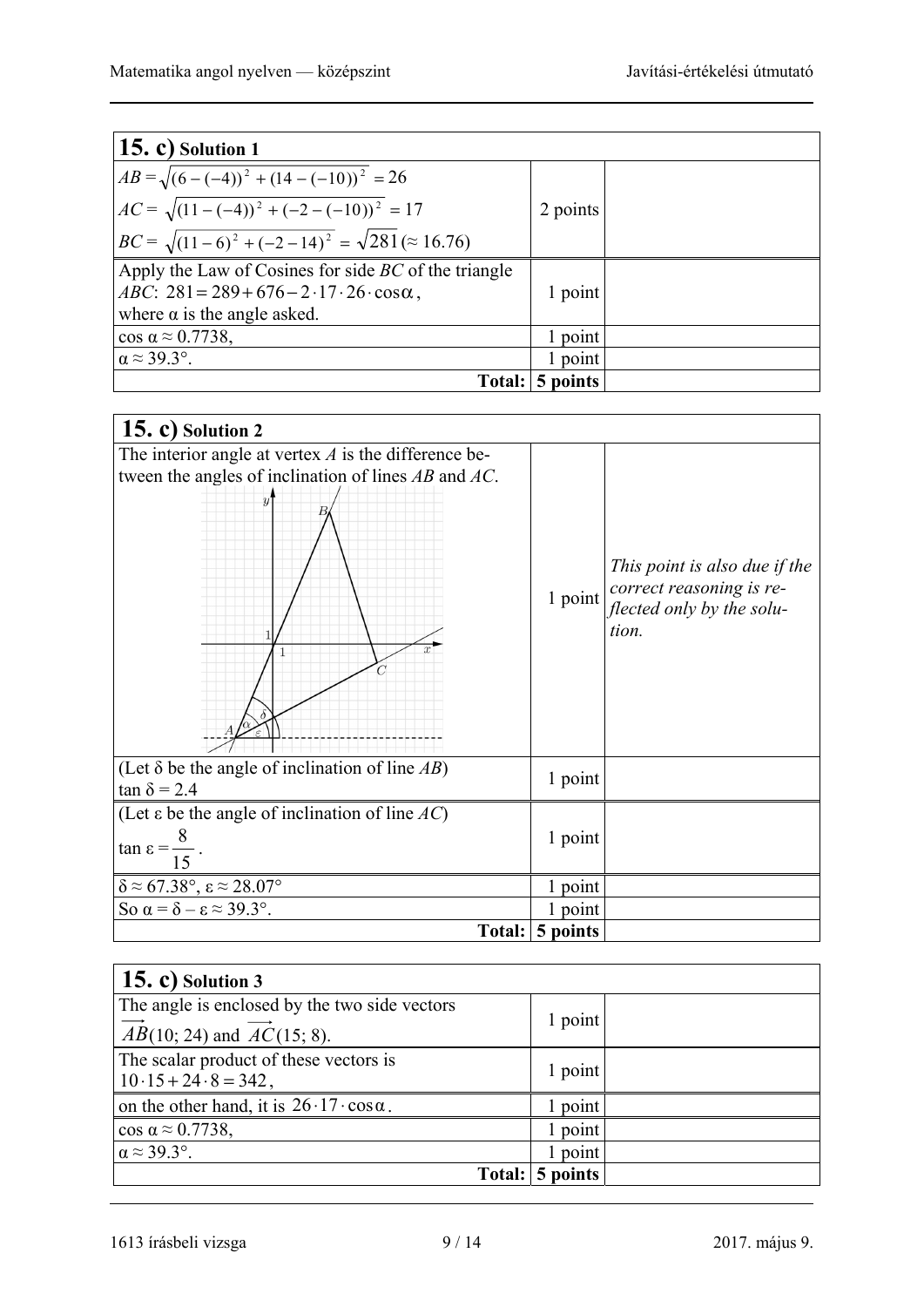| **15. c)** Solution 1 | | |
|---|---|---|
| $AB = \sqrt{(6-(-4))^2 + (14-(-10))^2} = 26$<br>$AC = \sqrt{(11-(-4))^2 + (-2-(-10))^2} = 17$<br>$BC = \sqrt{(11-6)^2 + (-2-14)^2} = \sqrt{281}\,(\approx 16.76)$ | 2 points | |
| Apply the Law of Cosines for side *BC* of the triangle *ABC*: $281 = 289 + 676 - 2 \cdot 17 \cdot 26 \cdot \cos\alpha$, where α is the angle asked. | 1 point | |
| $\cos\alpha \approx 0.7738$, | 1 point | |
| $\alpha \approx 39.3°$. | 1 point | |
| **Total:** | **5 points** | |

| **15. c)** Solution 2 | | |
|---|---|---|
| The interior angle at vertex *A* is the difference between the angles of inclination of lines *AB* and *AC*. | 1 point | *This point is also due if the correct reasoning is reflected only by the solution.* |
| (Let δ be the angle of inclination of line *AB*)<br>$\tan\delta = 2.4$ | 1 point | |
| (Let ε be the angle of inclination of line *AC*)<br>$\tan\varepsilon = \frac{8}{15}$. | 1 point | |
| $\delta \approx 67.38°$, $\varepsilon \approx 28.07°$ | 1 point | |
| So $\alpha = \delta - \varepsilon \approx 39.3°$. | 1 point | |
| **Total:** | **5 points** | |

| **15. c)** Solution 3 | | |
|---|---|---|
| The angle is enclosed by the two side vectors $\overrightarrow{AB}(10; 24)$ and $\overrightarrow{AC}(15; 8)$. | 1 point | |
| The scalar product of these vectors is $10 \cdot 15 + 24 \cdot 8 = 342$, | 1 point | |
| on the other hand, it is $26 \cdot 17 \cdot \cos\alpha$. | 1 point | |
| $\cos\alpha \approx 0.7738$, | 1 point | |
| $\alpha \approx 39.3°$. | 1 point | |
| **Total:** | **5 points** | |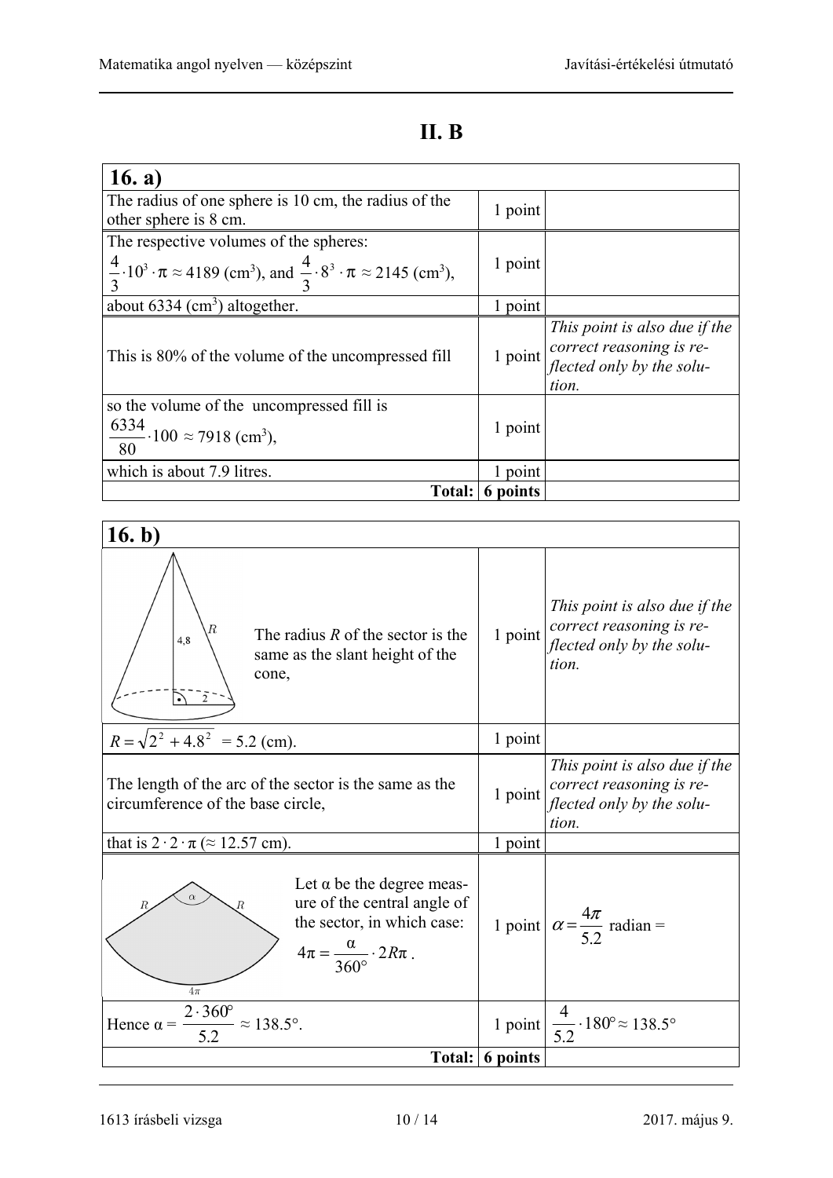## II. B

| 16. a) | | |
|---|---|---|
| The radius of one sphere is 10 cm, the radius of the other sphere is 8 cm. | 1 point | |
| The respective volumes of the spheres: $\frac{4}{3} \cdot 10^3 \cdot \pi \approx 4189$ (cm$^3$), and $\frac{4}{3} \cdot 8^3 \cdot \pi \approx 2145$ (cm$^3$), | 1 point | |
| about 6334 (cm$^3$) altogether. | 1 point | |
| This is 80% of the volume of the uncompressed fill | 1 point | *This point is also due if the correct reasoning is reflected only by the solution.* |
| so the volume of the uncompressed fill is $\frac{6334}{80} \cdot 100 \approx 7918$ (cm$^3$), | 1 point | |
| which is about 7.9 litres. | 1 point | |
| **Total:** | **6 points** | |

| 16. b) | | |
|---|---|---|
| The radius $R$ of the sector is the same as the slant height of the cone, | 1 point | *This point is also due if the correct reasoning is reflected only by the solution.* |
| $R = \sqrt{2^2 + 4.8^2} = 5.2$ (cm). | 1 point | |
| The length of the arc of the sector is the same as the circumference of the base circle, | 1 point | *This point is also due if the correct reasoning is reflected only by the solution.* |
| that is $2 \cdot 2 \cdot \pi$ ($\approx 12.57$ cm). | 1 point | |
| Let α be the degree measure of the central angle of the sector, in which case: $4\pi = \frac{\alpha}{360°} \cdot 2R\pi$. | 1 point | $\alpha = \frac{4\pi}{5.2}$ radian = |
| Hence $\alpha = \frac{2 \cdot 360°}{5.2} \approx 138.5°$. | 1 point | $\frac{4}{5.2} \cdot 180° \approx 138.5°$ |
| **Total:** | **6 points** | |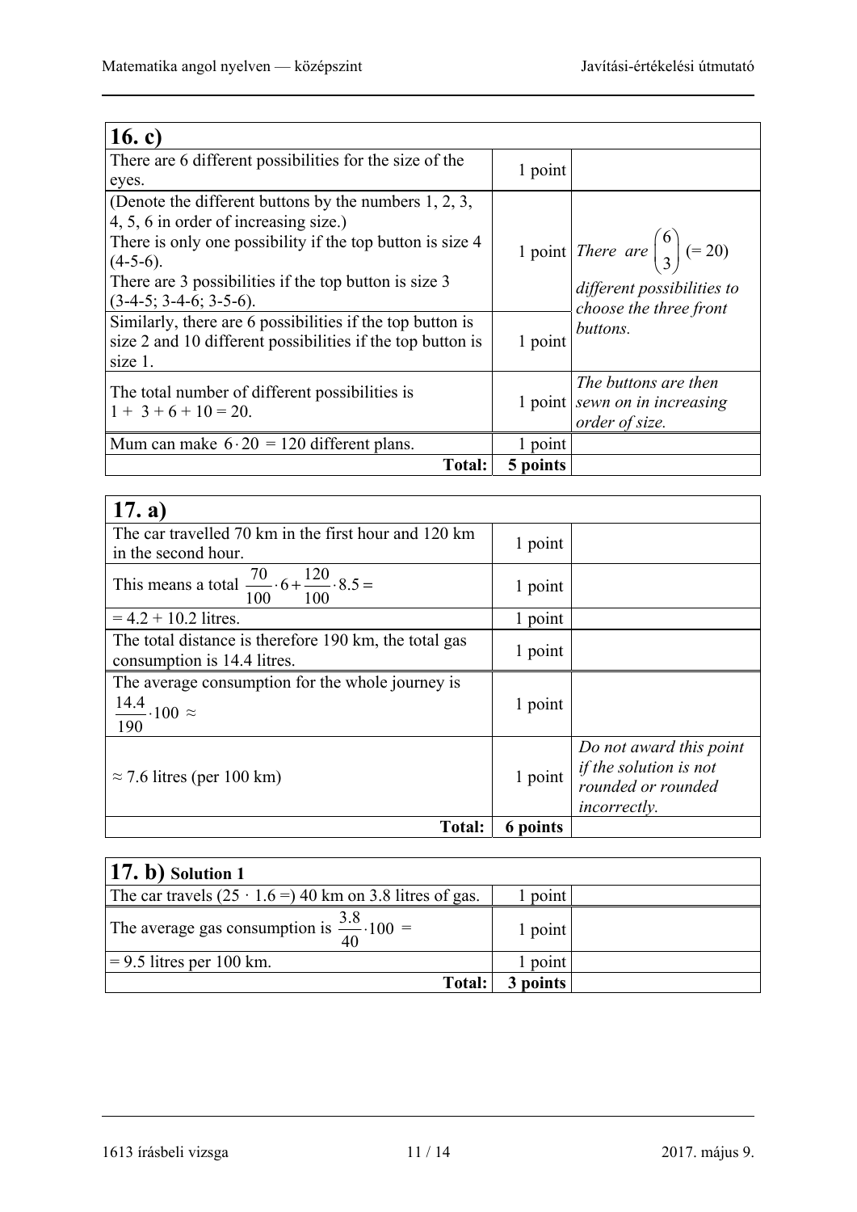| **16. c)** | | |
|---|---|---|
| There are 6 different possibilities for the size of the eyes. | 1 point | |
| (Denote the different buttons by the numbers 1, 2, 3, 4, 5, 6 in order of increasing size.) There is only one possibility if the top button is size 4 (4-5-6). There are 3 possibilities if the top button is size 3 (3-4-5; 3-4-6; 3-5-6). | 1 point | *There are* $\binom{6}{3}$ (= 20) *different possibilities to choose the three front buttons.* |
| Similarly, there are 6 possibilities if the top button is size 2 and 10 different possibilities if the top button is size 1. | 1 point | |
| The total number of different possibilities is $1 + 3 + 6 + 10 = 20$. | 1 point | *The buttons are then sewn on in increasing order of size.* |
| Mum can make $6 \cdot 20 = 120$ different plans. | 1 point | |
| **Total:** | **5 points** | |

| **17. a)** | | |
|---|---|---|
| The car travelled 70 km in the first hour and 120 km in the second hour. | 1 point | |
| This means a total $\frac{70}{100} \cdot 6 + \frac{120}{100} \cdot 8.5 =$ | 1 point | |
| $= 4.2 + 10.2$ litres. | 1 point | |
| The total distance is therefore 190 km, the total gas consumption is 14.4 litres. | 1 point | |
| The average consumption for the whole journey is $\frac{14.4}{190} \cdot 100 \approx$ | 1 point | |
| $\approx 7.6$ litres (per 100 km) | 1 point | *Do not award this point if the solution is not rounded or rounded incorrectly.* |
| **Total:** | **6 points** | |

| **17. b)** Solution 1 | | |
|---|---|---|
| The car travels $(25 \cdot 1.6 =)$ 40 km on 3.8 litres of gas. | 1 point | |
| The average gas consumption is $\frac{3.8}{40} \cdot 100 =$ | 1 point | |
| $= 9.5$ litres per 100 km. | 1 point | |
| **Total:** | **3 points** | |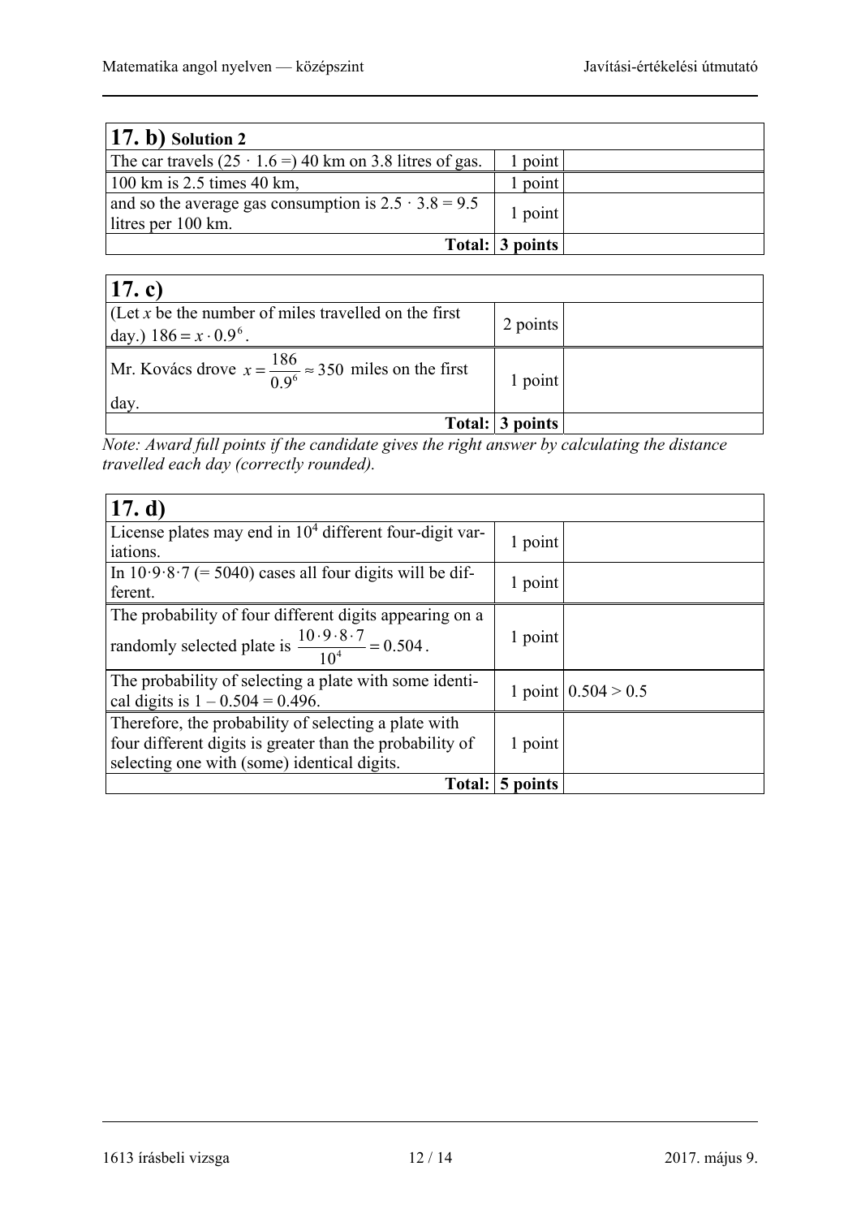| **17. b)** Solution 2 | | |
|---|---|---|
| The car travels $(25 \cdot 1.6 =)$ 40 km on 3.8 litres of gas. | 1 point | |
| 100 km is 2.5 times 40 km, | 1 point | |
| and so the average gas consumption is $2.5 \cdot 3.8 = 9.5$ litres per 100 km. | 1 point | |
| **Total:** | **3 points** | |

| **17. c)** | | |
|---|---|---|
| (Let $x$ be the number of miles travelled on the first day.) $186 = x \cdot 0.9^6$. | 2 points | |
| Mr. Kovács drove $x = \frac{186}{0.9^6} \approx 350$ miles on the first day. | 1 point | |
| **Total:** | **3 points** | |

*Note: Award full points if the candidate gives the right answer by calculating the distance travelled each day (correctly rounded).*

| **17. d)** | | |
|---|---|---|
| License plates may end in $10^4$ different four-digit variations. | 1 point | |
| In $10 \cdot 9 \cdot 8 \cdot 7$ (= 5040) cases all four digits will be different. | 1 point | |
| The probability of four different digits appearing on a randomly selected plate is $\frac{10 \cdot 9 \cdot 8 \cdot 7}{10^4} = 0.504$. | 1 point | |
| The probability of selecting a plate with some identical digits is $1 - 0.504 = 0.496$. | 1 point | $0.504 > 0.5$ |
| Therefore, the probability of selecting a plate with four different digits is greater than the probability of selecting one with (some) identical digits. | 1 point | |
| **Total:** | **5 points** | |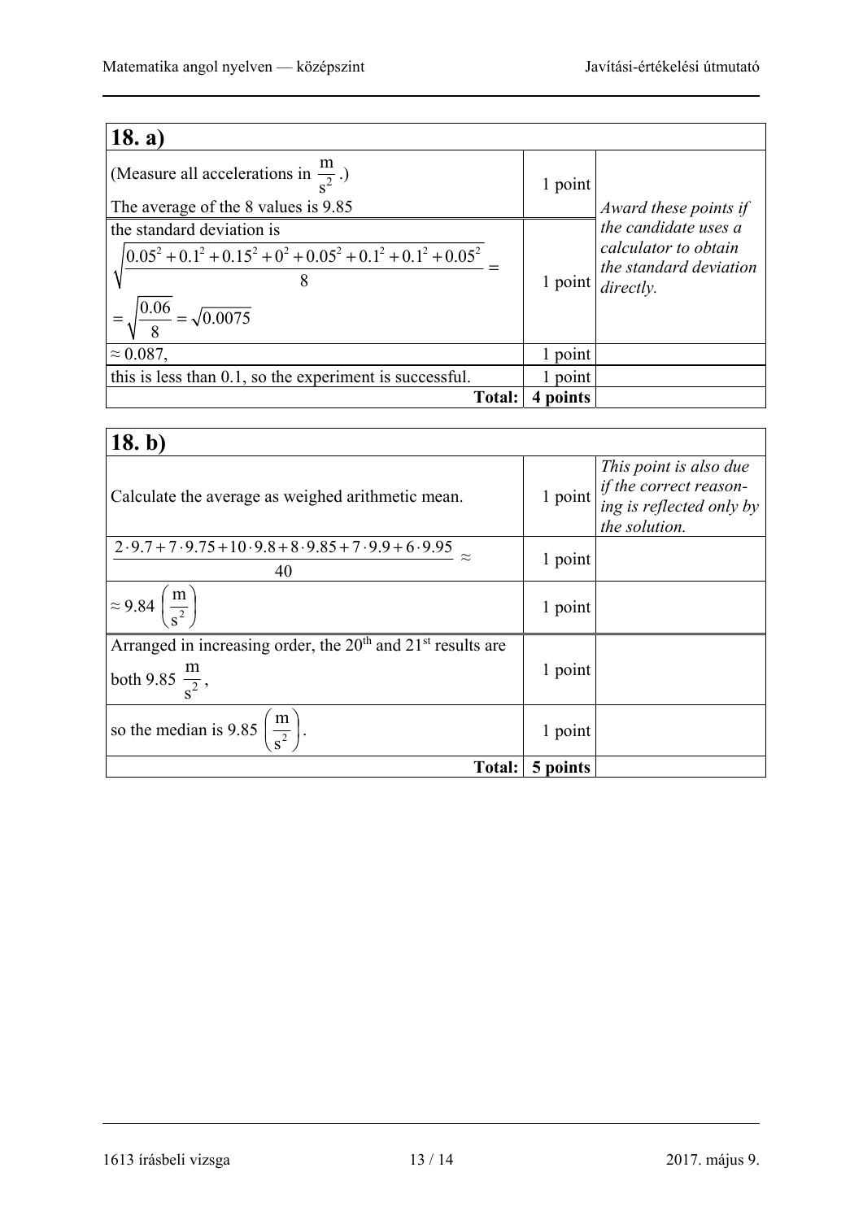| **18. a)** | | |
|---|---|---|
| (Measure all accelerations in $\frac{\text{m}}{\text{s}^2}$.) The average of the 8 values is 9.85 | 1 point | *Award these points if the candidate uses a calculator to obtain the standard deviation directly.* |
| the standard deviation is $\sqrt{\frac{0.05^2+0.1^2+0.15^2+0^2+0.05^2+0.1^2+0.1^2+0.05^2}{8}} = \sqrt{\frac{0.06}{8}} = \sqrt{0.0075}$ | 1 point | |
| $\approx 0.087$, | 1 point | |
| this is less than 0.1, so the experiment is successful. | 1 point | |
| **Total:** | **4 points** | |

| **18. b)** | | |
|---|---|---|
| Calculate the average as weighed arithmetic mean. | 1 point | *This point is also due if the correct reasoning is reflected only by the solution.* |
| $\frac{2\cdot 9.7+7\cdot 9.75+10\cdot 9.8+8\cdot 9.85+7\cdot 9.9+6\cdot 9.95}{40} \approx$ | 1 point | |
| $\approx 9.84 \left(\frac{\text{m}}{\text{s}^2}\right)$ | 1 point | |
| Arranged in increasing order, the 20th and 21st results are both 9.85 $\frac{\text{m}}{\text{s}^2}$, | 1 point | |
| so the median is 9.85 $\left(\frac{\text{m}}{\text{s}^2}\right)$. | 1 point | |
| **Total:** | **5 points** | |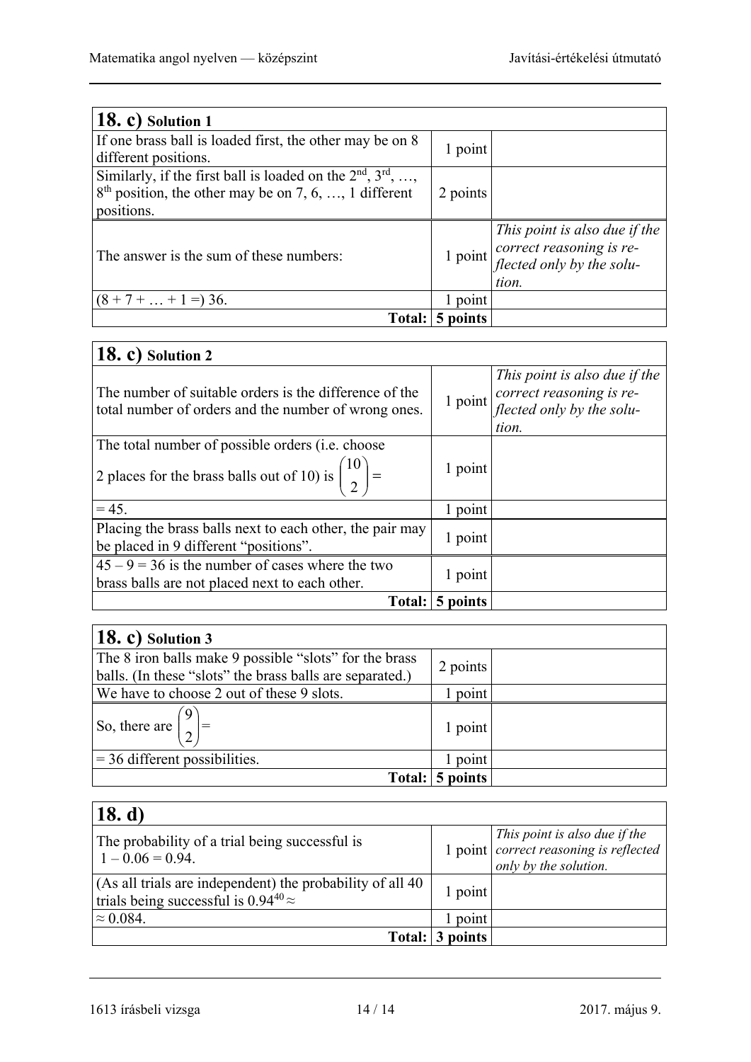| **18. c)** Solution 1 | | |
|---|---|---|
| If one brass ball is loaded first, the other may be on 8 different positions. | 1 point | |
| Similarly, if the first ball is loaded on the $2^{nd}$, $3^{rd}$, …, $8^{th}$ position, the other may be on 7, 6, …, 1 different positions. | 2 points | |
| The answer is the sum of these numbers: | 1 point | *This point is also due if the correct reasoning is reflected only by the solution.* |
| $(8 + 7 + \ldots + 1 =)$ 36. | 1 point | |
| **Total:** | **5 points** | |

| **18. c)** Solution 2 | | |
|---|---|---|
| The number of suitable orders is the difference of the total number of orders and the number of wrong ones. | 1 point | *This point is also due if the correct reasoning is reflected only by the solution.* |
| The total number of possible orders (i.e. choose 2 places for the brass balls out of 10) is $\binom{10}{2} =$ | 1 point | |
| $= 45$. | 1 point | |
| Placing the brass balls next to each other, the pair may be placed in 9 different "positions". | 1 point | |
| $45 - 9 = 36$ is the number of cases where the two brass balls are not placed next to each other. | 1 point | |
| **Total:** | **5 points** | |

| **18. c)** Solution 3 | | |
|---|---|---|
| The 8 iron balls make 9 possible "slots" for the brass balls. (In these "slots" the brass balls are separated.) | 2 points | |
| We have to choose 2 out of these 9 slots. | 1 point | |
| So, there are $\binom{9}{2} =$ | 1 point | |
| $= 36$ different possibilities. | 1 point | |
| **Total:** | **5 points** | |

| **18. d)** | | |
|---|---|---|
| The probability of a trial being successful is $1 - 0.06 = 0.94$. | 1 point | *This point is also due if the correct reasoning is reflected only by the solution.* |
| (As all trials are independent) the probability of all 40 trials being successful is $0.94^{40} \approx$ | 1 point | |
| $\approx 0.084$. | 1 point | |
| **Total:** | **3 points** | |